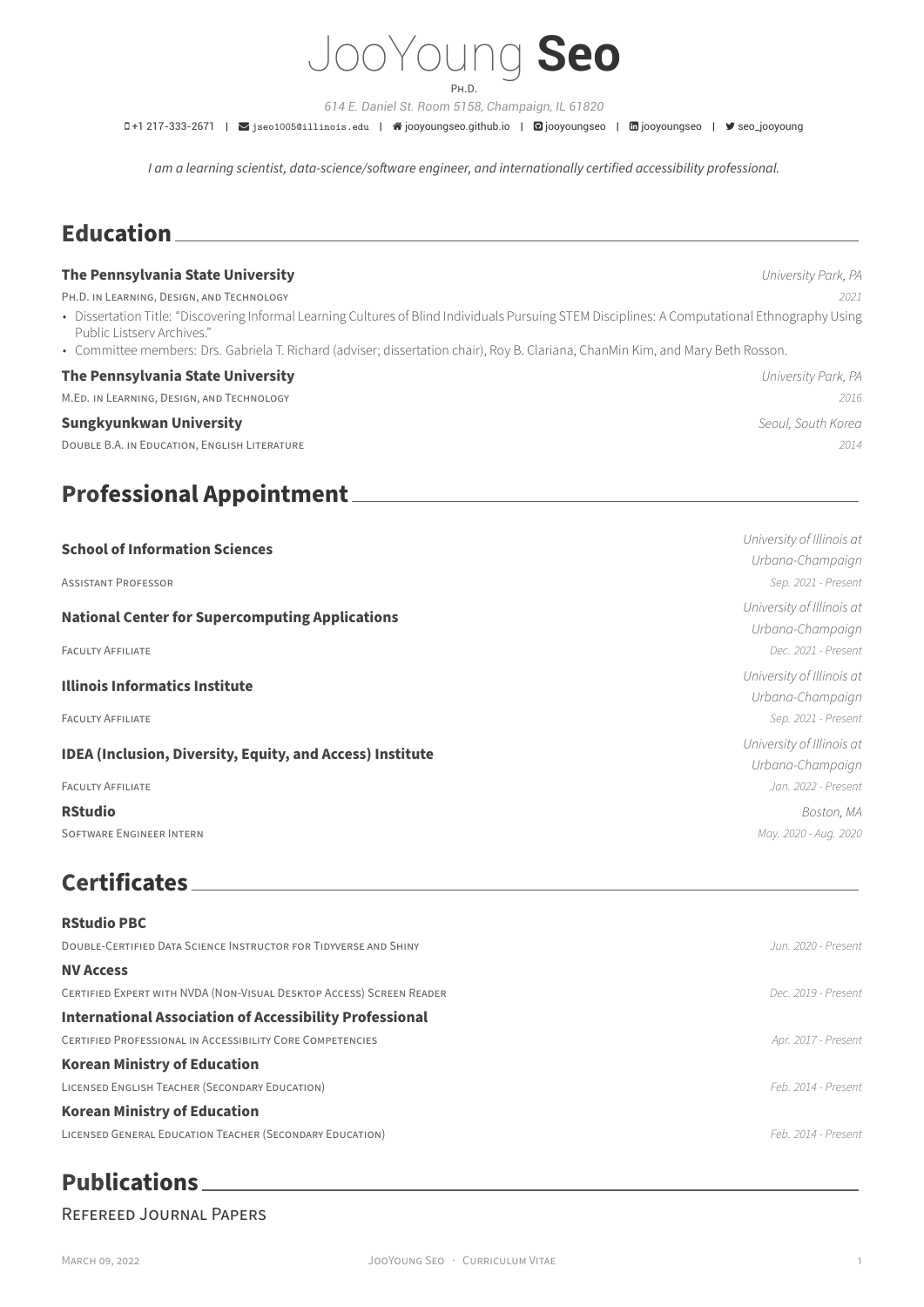# JooYoung **Seo**

Ph.D.

*614 E. Daniel St. Room 5158, Champaign, IL 61820*

+1 217-333-2671 | jseo1005@illinois.edu | jooyoungseo.github.io | jooyoungseo | jooyoungseo | seo_jooyoung

*I am a learning scientist, data-science/software engineer, and internationally certified accessibility professional.*

## Education

**The Pennsylvania State University** — *University Park, PA*
Ph.D. in Learning, Design, and Technology — *2021*

- Dissertation Title: "Discovering Informal Learning Cultures of Blind Individuals Pursuing STEM Disciplines: A Computational Ethnography Using Public Listserv Archives."
- Committee members: Drs. Gabriela T. Richard (adviser; dissertation chair), Roy B. Clariana, ChanMin Kim, and Mary Beth Rosson.

**The Pennsylvania State University** — *University Park, PA*
M.Ed. in Learning, Design, and Technology — *2016*

**Sungkyunkwan University** — *Seoul, South Korea*
Double B.A. in Education, English Literature — *2014*

## Professional Appointment

**School of Information Sciences** — *University of Illinois at Urbana-Champaign*
Assistant Professor — *Sep. 2021 - Present*

**National Center for Supercomputing Applications** — *University of Illinois at Urbana-Champaign*
Faculty Affiliate — *Dec. 2021 - Present*

**Illinois Informatics Institute** — *University of Illinois at Urbana-Champaign*
Faculty Affiliate — *Sep. 2021 - Present*

**IDEA (Inclusion, Diversity, Equity, and Access) Institute** — *University of Illinois at Urbana-Champaign*
Faculty Affiliate — *Jan. 2022 - Present*

**RStudio** — *Boston, MA*
Software Engineer Intern — *May. 2020 - Aug. 2020*

## Certificates

**RStudio PBC**
Double-Certified Data Science Instructor for Tidyverse and Shiny — *Jun. 2020 - Present*

**NV Access**
Certified Expert with NVDA (Non-Visual Desktop Access) Screen Reader — *Dec. 2019 - Present*

**International Association of Accessibility Professional**
Certified Professional in Accessibility Core Competencies — *Apr. 2017 - Present*

**Korean Ministry of Education**
Licensed English Teacher (Secondary Education) — *Feb. 2014 - Present*

**Korean Ministry of Education**
Licensed General Education Teacher (Secondary Education) — *Feb. 2014 - Present*

## Publications

### Refereed Journal Papers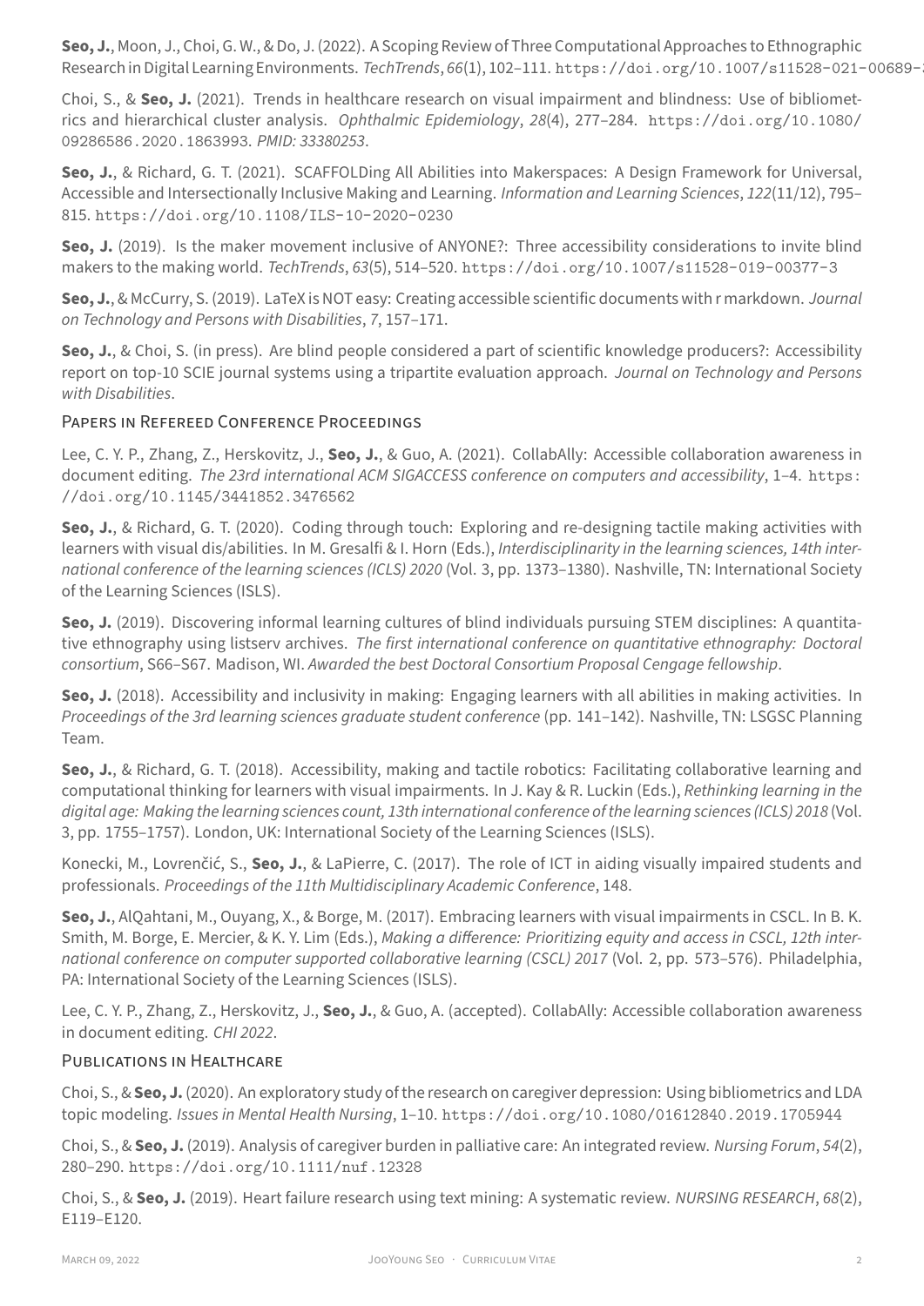**Seo, J.**, Moon, J., Choi, G. W., & Do, J. (2022). A Scoping Review of Three Computational Approaches to Ethnographic Research in Digital Learning Environments. *TechTrends*, *66*(1), 102–111. https://doi.org/10.1007/s11528-021-00689-

Choi, S., & **Seo, J.** (2021). Trends in healthcare research on visual impairment and blindness: Use of bibliometrics and hierarchical cluster analysis. *Ophthalmic Epidemiology*, *28*(4), 277–284. https://doi.org/10.1080/09286586.2020.1863993. *PMID: 33380253*.

**Seo, J.**, & Richard, G. T. (2021). SCAFFOLDing All Abilities into Makerspaces: A Design Framework for Universal, Accessible and Intersectionally Inclusive Making and Learning. *Information and Learning Sciences*, *122*(11/12), 795–815. https://doi.org/10.1108/ILS-10-2020-0230

**Seo, J.** (2019). Is the maker movement inclusive of ANYONE?: Three accessibility considerations to invite blind makers to the making world. *TechTrends*, *63*(5), 514–520. https://doi.org/10.1007/s11528-019-00377-3

**Seo, J.**, & McCurry, S. (2019). LaTeX is NOT easy: Creating accessible scientific documents with r markdown. *Journal on Technology and Persons with Disabilities*, *7*, 157–171.

**Seo, J.**, & Choi, S. (in press). Are blind people considered a part of scientific knowledge producers?: Accessibility report on top-10 SCIE journal systems using a tripartite evaluation approach. *Journal on Technology and Persons with Disabilities*.

## Papers in Refereed Conference Proceedings

Lee, C. Y. P., Zhang, Z., Herskovitz, J., **Seo, J.**, & Guo, A. (2021). CollabAlly: Accessible collaboration awareness in document editing. *The 23rd international ACM SIGACCESS conference on computers and accessibility*, 1–4. https://doi.org/10.1145/3441852.3476562

**Seo, J.**, & Richard, G. T. (2020). Coding through touch: Exploring and re-designing tactile making activities with learners with visual dis/abilities. In M. Gresalfi & I. Horn (Eds.), *Interdisciplinarity in the learning sciences, 14th international conference of the learning sciences (ICLS) 2020* (Vol. 3, pp. 1373–1380). Nashville, TN: International Society of the Learning Sciences (ISLS).

**Seo, J.** (2019). Discovering informal learning cultures of blind individuals pursuing STEM disciplines: A quantitative ethnography using listserv archives. *The first international conference on quantitative ethnography: Doctoral consortium*, S66–S67. Madison, WI. *Awarded the best Doctoral Consortium Proposal Cengage fellowship*.

**Seo, J.** (2018). Accessibility and inclusivity in making: Engaging learners with all abilities in making activities. In *Proceedings of the 3rd learning sciences graduate student conference* (pp. 141–142). Nashville, TN: LSGSC Planning Team.

**Seo, J.**, & Richard, G. T. (2018). Accessibility, making and tactile robotics: Facilitating collaborative learning and computational thinking for learners with visual impairments. In J. Kay & R. Luckin (Eds.), *Rethinking learning in the digital age: Making the learning sciences count, 13th international conference of the learning sciences (ICLS) 2018* (Vol. 3, pp. 1755–1757). London, UK: International Society of the Learning Sciences (ISLS).

Konecki, M., Lovrenčić, S., **Seo, J.**, & LaPierre, C. (2017). The role of ICT in aiding visually impaired students and professionals. *Proceedings of the 11th Multidisciplinary Academic Conference*, 148.

**Seo, J.**, AlQahtani, M., Ouyang, X., & Borge, M. (2017). Embracing learners with visual impairments in CSCL. In B. K. Smith, M. Borge, E. Mercier, & K. Y. Lim (Eds.), *Making a difference: Prioritizing equity and access in CSCL, 12th international conference on computer supported collaborative learning (CSCL) 2017* (Vol. 2, pp. 573–576). Philadelphia, PA: International Society of the Learning Sciences (ISLS).

Lee, C. Y. P., Zhang, Z., Herskovitz, J., **Seo, J.**, & Guo, A. (accepted). CollabAlly: Accessible collaboration awareness in document editing. *CHI 2022*.

## Publications in Healthcare

Choi, S., & **Seo, J.** (2020). An exploratory study of the research on caregiver depression: Using bibliometrics and LDA topic modeling. *Issues in Mental Health Nursing*, 1–10. https://doi.org/10.1080/01612840.2019.1705944

Choi, S., & **Seo, J.** (2019). Analysis of caregiver burden in palliative care: An integrated review. *Nursing Forum*, *54*(2), 280–290. https://doi.org/10.1111/nuf.12328

Choi, S., & **Seo, J.** (2019). Heart failure research using text mining: A systematic review. *NURSING RESEARCH*, *68*(2), E119–E120.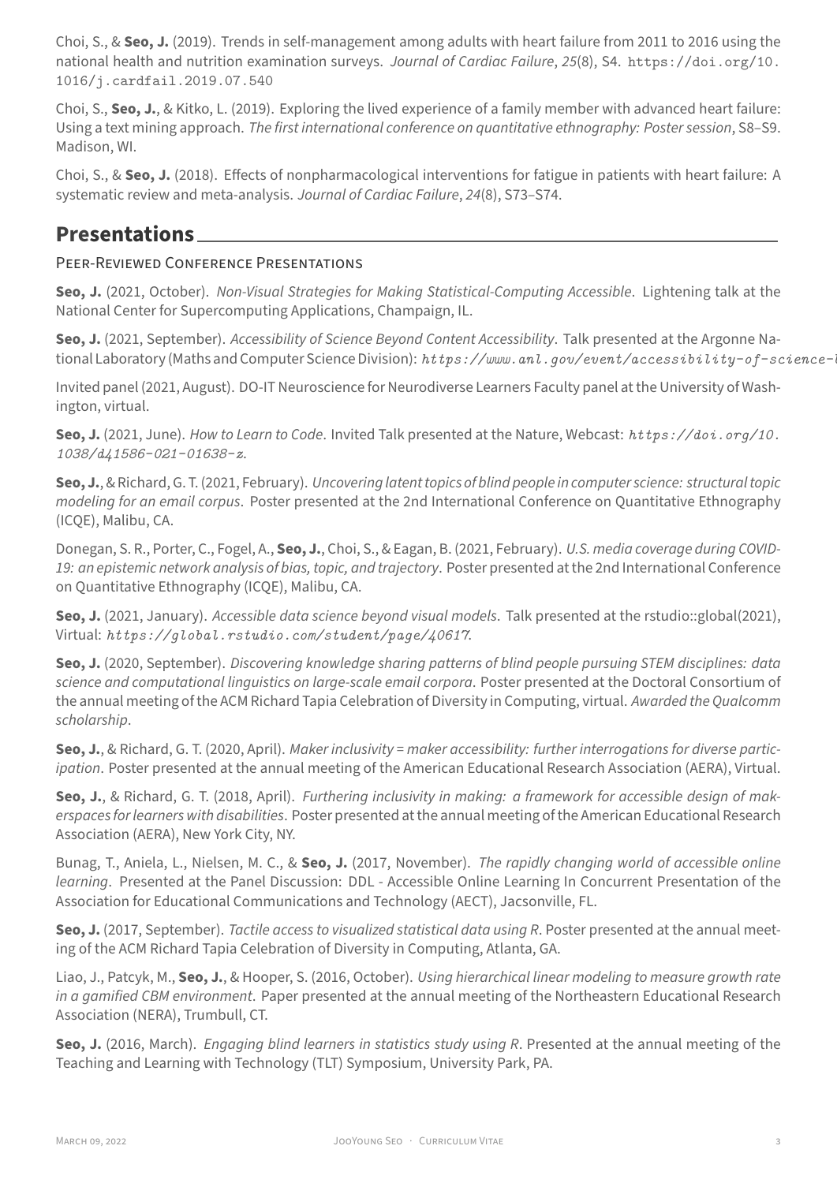Choi, S., & **Seo, J.** (2019). Trends in self-management among adults with heart failure from 2011 to 2016 using the national health and nutrition examination surveys. *Journal of Cardiac Failure*, *25*(8), S4. https://doi.org/10.1016/j.cardfail.2019.07.540

Choi, S., **Seo, J.**, & Kitko, L. (2019). Exploring the lived experience of a family member with advanced heart failure: Using a text mining approach. *The first international conference on quantitative ethnography: Poster session*, S8–S9. Madison, WI.

Choi, S., & **Seo, J.** (2018). Effects of nonpharmacological interventions for fatigue in patients with heart failure: A systematic review and meta-analysis. *Journal of Cardiac Failure*, *24*(8), S73–S74.

## Presentations

### Peer-Reviewed Conference Presentations

**Seo, J.** (2021, October). *Non-Visual Strategies for Making Statistical-Computing Accessible*. Lightening talk at the National Center for Supercomputing Applications, Champaign, IL.

**Seo, J.** (2021, September). *Accessibility of Science Beyond Content Accessibility*. Talk presented at the Argonne National Laboratory (Maths and Computer Science Division): *https://www.anl.gov/event/accessibility-of-science-*

Invited panel (2021, August). DO-IT Neuroscience for Neurodiverse Learners Faculty panel at the University of Washington, virtual.

**Seo, J.** (2021, June). *How to Learn to Code*. Invited Talk presented at the Nature, Webcast: *https://doi.org/10.1038/d41586-021-01638-z*.

**Seo, J.**, & Richard, G. T. (2021, February). *Uncovering latent topics of blind people in computer science: structural topic modeling for an email corpus*. Poster presented at the 2nd International Conference on Quantitative Ethnography (ICQE), Malibu, CA.

Donegan, S. R., Porter, C., Fogel, A., **Seo, J.**, Choi, S., & Eagan, B. (2021, February). *U.S. media coverage during COVID-19: an epistemic network analysis of bias, topic, and trajectory*. Poster presented at the 2nd International Conference on Quantitative Ethnography (ICQE), Malibu, CA.

**Seo, J.** (2021, January). *Accessible data science beyond visual models*. Talk presented at the rstudio::global(2021), Virtual: *https://global.rstudio.com/student/page/40617*.

**Seo, J.** (2020, September). *Discovering knowledge sharing patterns of blind people pursuing STEM disciplines: data science and computational linguistics on large-scale email corpora*. Poster presented at the Doctoral Consortium of the annual meeting of the ACM Richard Tapia Celebration of Diversity in Computing, virtual. *Awarded the Qualcomm scholarship*.

**Seo, J.**, & Richard, G. T. (2020, April). *Maker inclusivity = maker accessibility: further interrogations for diverse participation*. Poster presented at the annual meeting of the American Educational Research Association (AERA), Virtual.

**Seo, J.**, & Richard, G. T. (2018, April). *Furthering inclusivity in making: a framework for accessible design of makerspaces for learners with disabilities*. Poster presented at the annual meeting of the American Educational Research Association (AERA), New York City, NY.

Bunag, T., Aniela, L., Nielsen, M. C., & **Seo, J.** (2017, November). *The rapidly changing world of accessible online learning*. Presented at the Panel Discussion: DDL - Accessible Online Learning In Concurrent Presentation of the Association for Educational Communications and Technology (AECT), Jacsonville, FL.

**Seo, J.** (2017, September). *Tactile access to visualized statistical data using R*. Poster presented at the annual meeting of the ACM Richard Tapia Celebration of Diversity in Computing, Atlanta, GA.

Liao, J., Patcyk, M., **Seo, J.**, & Hooper, S. (2016, October). *Using hierarchical linear modeling to measure growth rate in a gamified CBM environment*. Paper presented at the annual meeting of the Northeastern Educational Research Association (NERA), Trumbull, CT.

**Seo, J.** (2016, March). *Engaging blind learners in statistics study using R*. Presented at the annual meeting of the Teaching and Learning with Technology (TLT) Symposium, University Park, PA.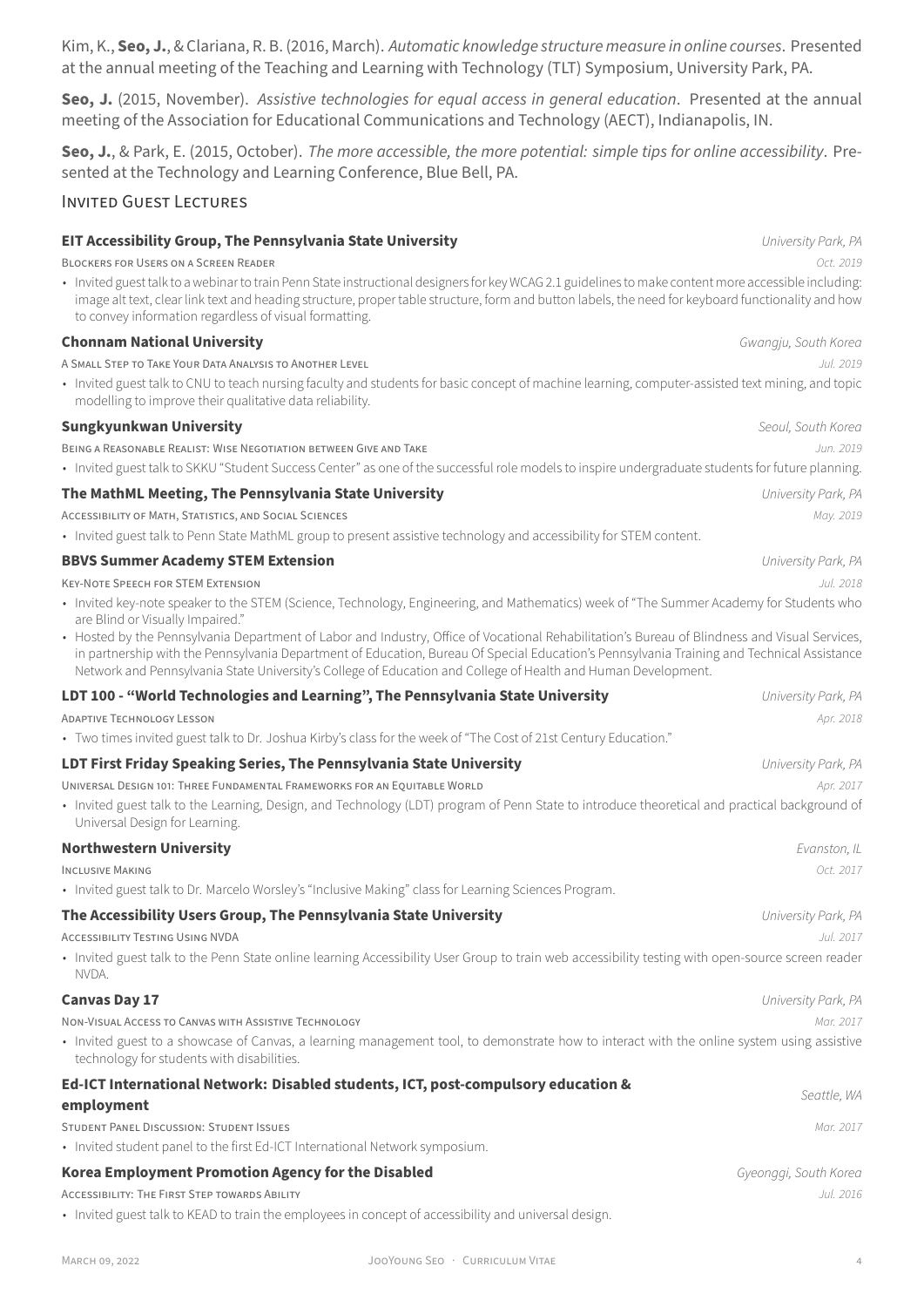Kim, K., **Seo, J.**, & Clariana, R. B. (2016, March). *Automatic knowledge structure measure in online courses*. Presented at the annual meeting of the Teaching and Learning with Technology (TLT) Symposium, University Park, PA.

**Seo, J.** (2015, November). *Assistive technologies for equal access in general education*. Presented at the annual meeting of the Association for Educational Communications and Technology (AECT), Indianapolis, IN.

**Seo, J.**, & Park, E. (2015, October). *The more accessible, the more potential: simple tips for online accessibility*. Presented at the Technology and Learning Conference, Blue Bell, PA.

## Invited Guest Lectures

**EIT Accessibility Group, The Pennsylvania State University** — *University Park, PA*

Blockers for Users on a Screen Reader — *Oct. 2019*

- Invited guest talk to a webinar to train Penn State instructional designers for key WCAG 2.1 guidelines to make content more accessible including: image alt text, clear link text and heading structure, proper table structure, form and button labels, the need for keyboard functionality and how to convey information regardless of visual formatting.

**Chonnam National University** — *Gwangju, South Korea*

A Small Step to Take Your Data Analysis to Another Level — *Jul. 2019*

- Invited guest talk to CNU to teach nursing faculty and students for basic concept of machine learning, computer-assisted text mining, and topic modelling to improve their qualitative data reliability.

**Sungkyunkwan University** — *Seoul, South Korea*

Being a Reasonable Realist: Wise Negotiation between Give and Take — *Jun. 2019*

- Invited guest talk to SKKU "Student Success Center" as one of the successful role models to inspire undergraduate students for future planning.

**The MathML Meeting, The Pennsylvania State University** — *University Park, PA*

Accessibility of Math, Statistics, and Social Sciences — *May. 2019*

- Invited guest talk to Penn State MathML group to present assistive technology and accessibility for STEM content.

**BBVS Summer Academy STEM Extension** — *University Park, PA*

Key-Note Speech for STEM Extension — *Jul. 2018*

- Invited key-note speaker to the STEM (Science, Technology, Engineering, and Mathematics) week of "The Summer Academy for Students who are Blind or Visually Impaired."
- Hosted by the Pennsylvania Department of Labor and Industry, Office of Vocational Rehabilitation's Bureau of Blindness and Visual Services, in partnership with the Pennsylvania Department of Education, Bureau Of Special Education's Pennsylvania Training and Technical Assistance Network and Pennsylvania State University's College of Education and College of Health and Human Development.

**LDT 100 - "World Technologies and Learning", The Pennsylvania State University** — *University Park, PA*

Adaptive Technology Lesson — *Apr. 2018*

- Two times invited guest talk to Dr. Joshua Kirby's class for the week of "The Cost of 21st Century Education."

**LDT First Friday Speaking Series, The Pennsylvania State University** — *University Park, PA*

Universal Design 101: Three Fundamental Frameworks for an Equitable World — *Apr. 2017*

- Invited guest talk to the Learning, Design, and Technology (LDT) program of Penn State to introduce theoretical and practical background of Universal Design for Learning.

**Northwestern University** — *Evanston, IL*

Inclusive Making — *Oct. 2017*

- Invited guest talk to Dr. Marcelo Worsley's "Inclusive Making" class for Learning Sciences Program.

**The Accessibility Users Group, The Pennsylvania State University** — *University Park, PA*

Accessibility Testing Using NVDA — *Jul. 2017*

- Invited guest talk to the Penn State online learning Accessibility User Group to train web accessibility testing with open-source screen reader NVDA.

**Canvas Day 17** — *University Park, PA*

Non-Visual Access to Canvas with Assistive Technology — *Mar. 2017*

- Invited guest to a showcase of Canvas, a learning management tool, to demonstrate how to interact with the online system using assistive technology for students with disabilities.

**Ed-ICT International Network: Disabled students, ICT, post-compulsory education & employment** — *Seattle, WA*

Student Panel Discussion: Student Issues — *Mar. 2017*

- Invited student panel to the first Ed-ICT International Network symposium.

**Korea Employment Promotion Agency for the Disabled** — *Gyeonggi, South Korea*

Accessibility: The First Step towards Ability — *Jul. 2016*

- Invited guest talk to KEAD to train the employees in concept of accessibility and universal design.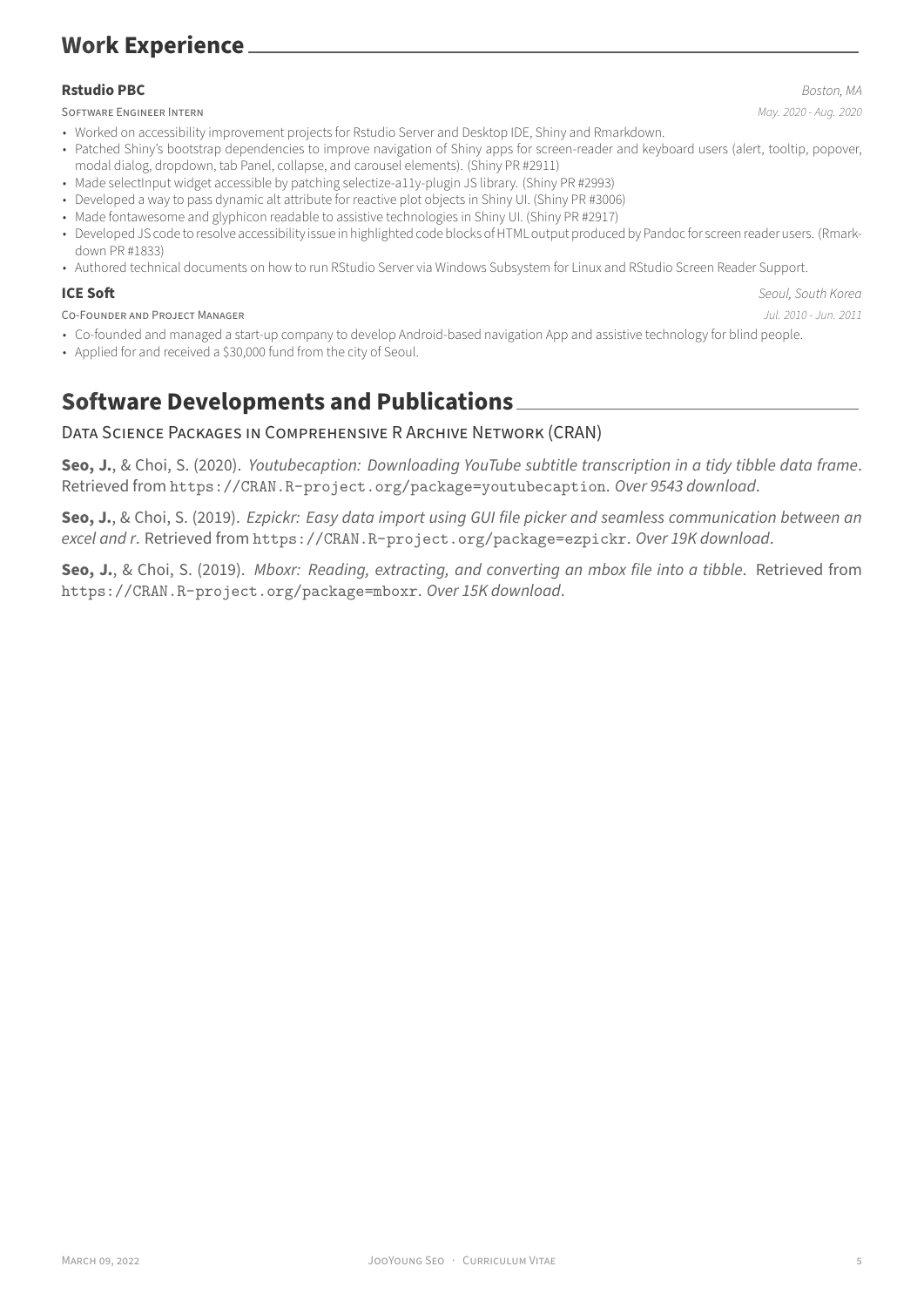## Work Experience

**Rstudio PBC** — *Boston, MA*

SOFTWARE ENGINEER INTERN — *May. 2020 - Aug. 2020*

- Worked on accessibility improvement projects for Rstudio Server and Desktop IDE, Shiny and Rmarkdown.
- Patched Shiny's bootstrap dependencies to improve navigation of Shiny apps for screen-reader and keyboard users (alert, tooltip, popover, modal dialog, dropdown, tab Panel, collapse, and carousel elements). (Shiny PR #2911)
- Made selectInput widget accessible by patching selectize-a11y-plugin JS library. (Shiny PR #2993)
- Developed a way to pass dynamic alt attribute for reactive plot objects in Shiny UI. (Shiny PR #3006)
- Made fontawesome and glyphicon readable to assistive technologies in Shiny UI. (Shiny PR #2917)
- Developed JS code to resolve accessibility issue in highlighted code blocks of HTML output produced by Pandoc for screen reader users. (Rmarkdown PR #1833)
- Authored technical documents on how to run RStudio Server via Windows Subsystem for Linux and RStudio Screen Reader Support.

**ICE Soft** — *Seoul, South Korea*

CO-FOUNDER AND PROJECT MANAGER — *Jul. 2010 - Jun. 2011*

- Co-founded and managed a start-up company to develop Android-based navigation App and assistive technology for blind people.
- Applied for and received a $30,000 fund from the city of Seoul.

## Software Developments and Publications

### Data Science Packages in Comprehensive R Archive Network (CRAN)

**Seo, J.**, & Choi, S. (2020). *Youtubecaption: Downloading YouTube subtitle transcription in a tidy tibble data frame*. Retrieved from `https://CRAN.R-project.org/package=youtubecaption`. *Over 9543 download*.

**Seo, J.**, & Choi, S. (2019). *Ezpickr: Easy data import using GUI file picker and seamless communication between an excel and r*. Retrieved from `https://CRAN.R-project.org/package=ezpickr`. *Over 19K download*.

**Seo, J.**, & Choi, S. (2019). *Mboxr: Reading, extracting, and converting an mbox file into a tibble*. Retrieved from `https://CRAN.R-project.org/package=mboxr`. *Over 15K download*.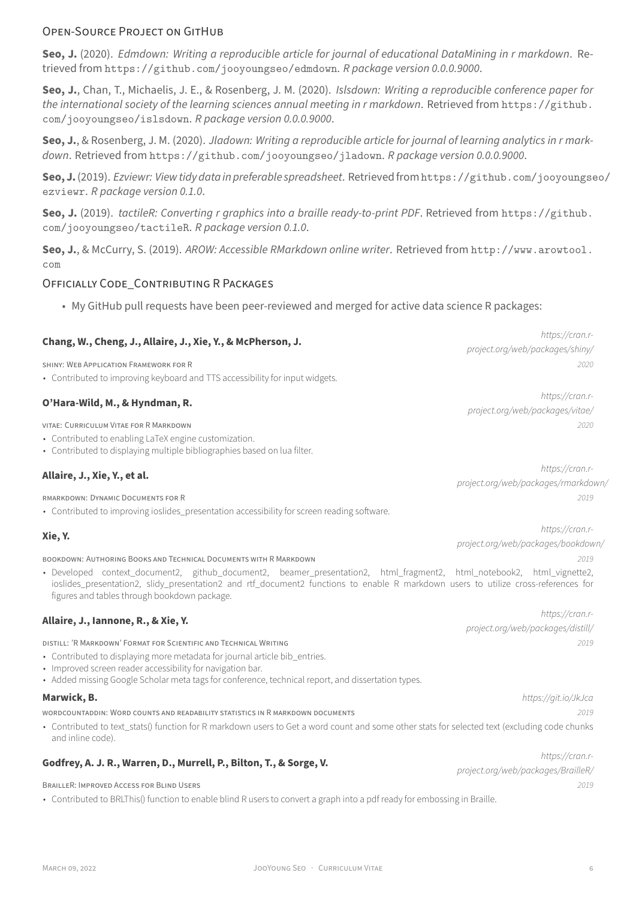## Open-Source Project on GitHub

**Seo, J.** (2020). *Edmdown: Writing a reproducible article for journal of educational DataMining in r markdown*. Retrieved from https://github.com/jooyoungseo/edmdown. *R package version 0.0.0.9000*.

**Seo, J.**, Chan, T., Michaelis, J. E., & Rosenberg, J. M. (2020). *Islsdown: Writing a reproducible conference paper for the international society of the learning sciences annual meeting in r markdown*. Retrieved from https://github.com/jooyoungseo/islsdown. *R package version 0.0.0.9000*.

**Seo, J.**, & Rosenberg, J. M. (2020). *Jladown: Writing a reproducible article for journal of learning analytics in r markdown*. Retrieved from https://github.com/jooyoungseo/jladown. *R package version 0.0.0.9000*.

**Seo, J.** (2019). *Ezviewr: View tidy data in preferable spreadsheet*. Retrieved from https://github.com/jooyoungseo/ezviewr. *R package version 0.1.0*.

**Seo, J.** (2019). *tactileR: Converting r graphics into a braille ready-to-print PDF*. Retrieved from https://github.com/jooyoungseo/tactileR. *R package version 0.1.0*.

**Seo, J.**, & McCurry, S. (2019). *AROW: Accessible RMarkdown online writer*. Retrieved from http://www.arowtool.com

## Officially Code_Contributing R Packages

- My GitHub pull requests have been peer-reviewed and merged for active data science R packages:

**Chang, W., Cheng, J., Allaire, J., Xie, Y., & McPherson, J.** — *https://cran.r-project.org/web/packages/shiny/*

shiny: Web Application Framework for R — *2020*

- Contributed to improving keyboard and TTS accessibility for input widgets.

**O'Hara-Wild, M., & Hyndman, R.** — *https://cran.r-project.org/web/packages/vitae/*

vitae: Curriculum Vitae for R Markdown — *2020*

- Contributed to enabling LaTeX engine customization.
- Contributed to displaying multiple bibliographies based on lua filter.

**Allaire, J., Xie, Y., et al.** — *https://cran.r-project.org/web/packages/rmarkdown/*

rmarkdown: Dynamic Documents for R — *2019*

- Contributed to improving ioslides_presentation accessibility for screen reading software.

**Xie, Y.** — *https://cran.r-project.org/web/packages/bookdown/*

bookdown: Authoring Books and Technical Documents with R Markdown — *2019*

- Developed context_document2, github_document2, beamer_presentation2, html_fragment2, html_notebook2, html_vignette2, ioslides_presentation2, slidy_presentation2 and rtf_document2 functions to enable R markdown users to utilize cross-references for figures and tables through bookdown package.

**Allaire, J., Iannone, R., & Xie, Y.** — *https://cran.r-project.org/web/packages/distill/*

distill: 'R Markdown' Format for Scientific and Technical Writing — *2019*

- Contributed to displaying more metadata for journal article bib_entries.
- Improved screen reader accessibility for navigation bar.
- Added missing Google Scholar meta tags for conference, technical report, and dissertation types.

**Marwick, B.** — *https://git.io/JkJca*

wordcountaddin: Word counts and readability statistics in R markdown documents — *2019*

- Contributed to text_stats() function for R markdown users to Get a word count and some other stats for selected text (excluding code chunks and inline code).

**Godfrey, A. J. R., Warren, D., Murrell, P., Bilton, T., & Sorge, V.** — *https://cran.r-project.org/web/packages/BrailleR/*

BrailleR: Improved Access for Blind Users — *2019*

- Contributed to BRLThis() function to enable blind R users to convert a graph into a pdf ready for embossing in Braille.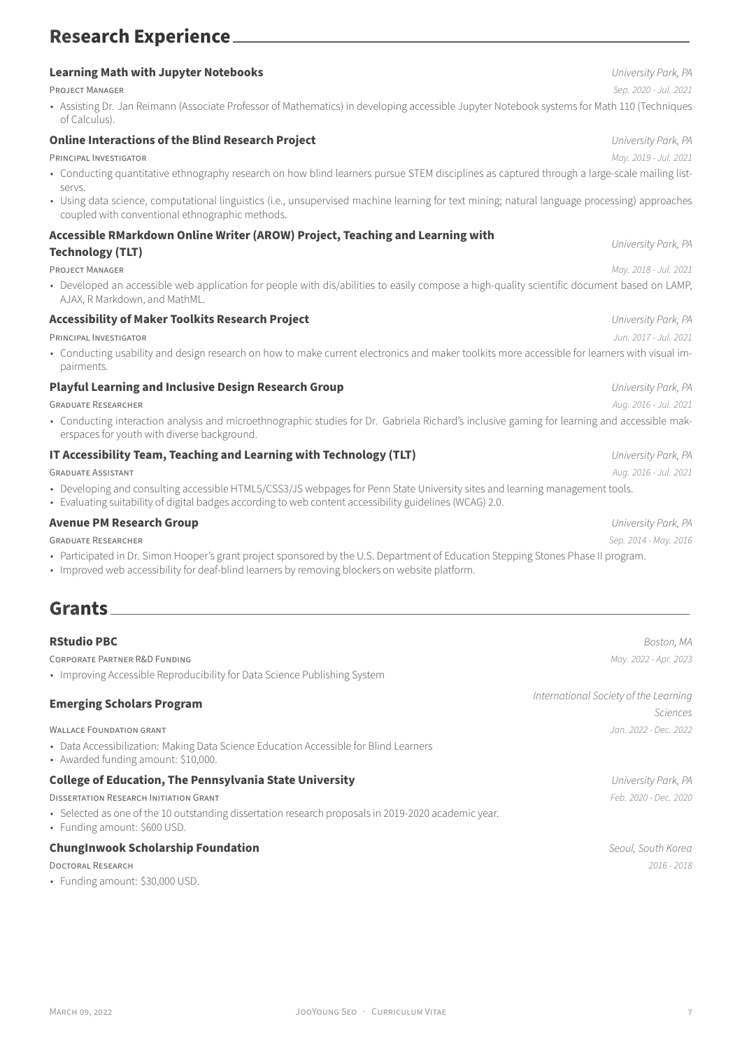# Research Experience

### Learning Math with Jupyter Notebooks
*University Park, PA*

PROJECT MANAGER — *Sep. 2020 - Jul. 2021*

- Assisting Dr. Jan Reimann (Associate Professor of Mathematics) in developing accessible Jupyter Notebook systems for Math 110 (Techniques of Calculus).

### Online Interactions of the Blind Research Project
*University Park, PA*

PRINCIPAL INVESTIGATOR — *May. 2019 - Jul. 2021*

- Conducting quantitative ethnography research on how blind learners pursue STEM disciplines as captured through a large-scale mailing listservs.
- Using data science, computational linguistics (i.e., unsupervised machine learning for text mining; natural language processing) approaches coupled with conventional ethnographic methods.

### Accessible RMarkdown Online Writer (AROW) Project, Teaching and Learning with Technology (TLT)
*University Park, PA*

PROJECT MANAGER — *May. 2018 - Jul. 2021*

- Developed an accessible web application for people with dis/abilities to easily compose a high-quality scientific document based on LAMP, AJAX, R Markdown, and MathML.

### Accessibility of Maker Toolkits Research Project
*University Park, PA*

PRINCIPAL INVESTIGATOR — *Jun. 2017 - Jul. 2021*

- Conducting usability and design research on how to make current electronics and maker toolkits more accessible for learners with visual impairments.

### Playful Learning and Inclusive Design Research Group
*University Park, PA*

GRADUATE RESEARCHER — *Aug. 2016 - Jul. 2021*

- Conducting interaction analysis and microethnographic studies for Dr. Gabriela Richard's inclusive gaming for learning and accessible makerspaces for youth with diverse background.

### IT Accessibility Team, Teaching and Learning with Technology (TLT)
*University Park, PA*

GRADUATE ASSISTANT — *Aug. 2016 - Jul. 2021*

- Developing and consulting accessible HTML5/CSS3/JS webpages for Penn State University sites and learning management tools.
- Evaluating suitability of digital badges according to web content accessibility guidelines (WCAG) 2.0.

### Avenue PM Research Group
*University Park, PA*

GRADUATE RESEARCHER — *Sep. 2014 - May. 2016*

- Participated in Dr. Simon Hooper's grant project sponsored by the U.S. Department of Education Stepping Stones Phase II program.
- Improved web accessibility for deaf-blind learners by removing blockers on website platform.

# Grants

### RStudio PBC
*Boston, MA*

CORPORATE PARTNER R&D FUNDING — *May. 2022 - Apr. 2023*

- Improving Accessible Reproducibility for Data Science Publishing System

### Emerging Scholars Program
*International Society of the Learning Sciences*

WALLACE FOUNDATION GRANT — *Jan. 2022 - Dec. 2022*

- Data Accessibilization: Making Data Science Education Accessible for Blind Learners
- Awarded funding amount: $10,000.

### College of Education, The Pennsylvania State University
*University Park, PA*

DISSERTATION RESEARCH INITIATION GRANT — *Feb. 2020 - Dec. 2020*

- Selected as one of the 10 outstanding dissertation research proposals in 2019-2020 academic year.
- Funding amount: $600 USD.

### ChungInwook Scholarship Foundation
*Seoul, South Korea*

DOCTORAL RESEARCH — *2016 - 2018*

- Funding amount: $30,000 USD.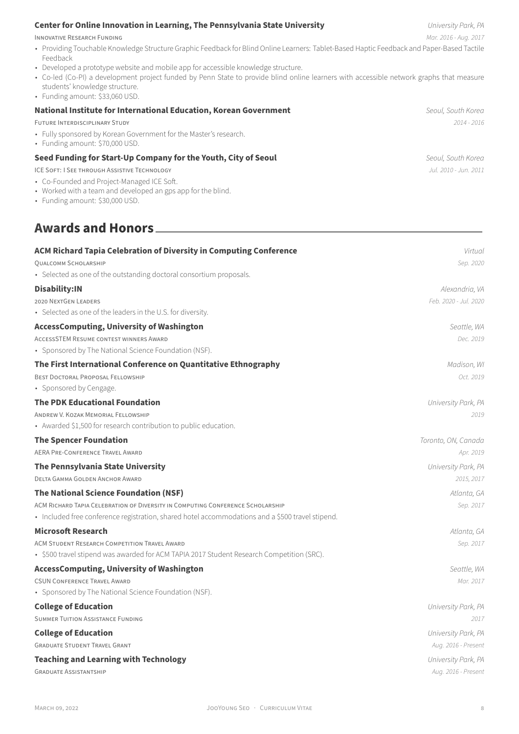**Center for Online Innovation in Learning, The Pennsylvania State University** *University Park, PA*

Innovative Research Funding *Mar. 2016 - Aug. 2017*

- Providing Touchable Knowledge Structure Graphic Feedback for Blind Online Learners: Tablet-Based Haptic Feedback and Paper-Based Tactile Feedback
- Developed a prototype website and mobile app for accessible knowledge structure.
- Co-led (Co-PI) a development project funded by Penn State to provide blind online learners with accessible network graphs that measure students' knowledge structure.
- Funding amount: $33,060 USD.

**National Institute for International Education, Korean Government** *Seoul, South Korea*

Future Interdisciplinary Study *2014 - 2016*

- Fully sponsored by Korean Government for the Master's research.
- Funding amount: $70,000 USD.

**Seed Funding for Start-Up Company for the Youth, City of Seoul** *Seoul, South Korea*

ICE Soft: I See through Assistive Technology *Jul. 2010 - Jun. 2011*

- Co-Founded and Project-Managed ICE Soft.
- Worked with a team and developed an gps app for the blind.
- Funding amount: $30,000 USD.

## Awards and Honors

**ACM Richard Tapia Celebration of Diversity in Computing Conference** *Virtual*

Qualcomm Scholarship *Sep. 2020*

- Selected as one of the outstanding doctoral consortium proposals.

**Disability:IN** *Alexandria, VA*

2020 NextGen Leaders *Feb. 2020 - Jul. 2020*

- Selected as one of the leaders in the U.S. for diversity.

**AccessComputing, University of Washington** *Seattle, WA*

AccessSTEM Resume contest winners Award *Dec. 2019*

- Sponsored by The National Science Foundation (NSF).

**The First International Conference on Quantitative Ethnography** *Madison, WI*

Best Doctoral Proposal Fellowship *Oct. 2019*

- Sponsored by Cengage.

**The PDK Educational Foundation** *University Park, PA*

Andrew V. Kozak Memorial Fellowship *2019*

- Awarded $1,500 for research contribution to public education.

**The Spencer Foundation** *Toronto, ON, Canada*

AERA Pre-Conference Travel Award *Apr. 2019*

**The Pennsylvania State University** *University Park, PA*

Delta Gamma Golden Anchor Award *2015, 2017*

**The National Science Foundation (NSF)** *Atlanta, GA*

ACM Richard Tapia Celebration of Diversity in Computing Conference Scholarship *Sep. 2017*

- Included free conference registration, shared hotel accommodations and a $500 travel stipend.

**Microsoft Research** *Atlanta, GA*

ACM Student Research Competition Travel Award *Sep. 2017*

- $500 travel stipend was awarded for ACM TAPIA 2017 Student Research Competition (SRC).

**AccessComputing, University of Washington** *Seattle, WA*

CSUN Conference Travel Award *Mar. 2017*

- Sponsored by The National Science Foundation (NSF).

**College of Education** *University Park, PA*

Summer Tuition Assistance Funding *2017*

**College of Education** *University Park, PA*

Graduate Student Travel Grant *Aug. 2016 - Present*

**Teaching and Learning with Technology** *University Park, PA*

Graduate Assistantship *Aug. 2016 - Present*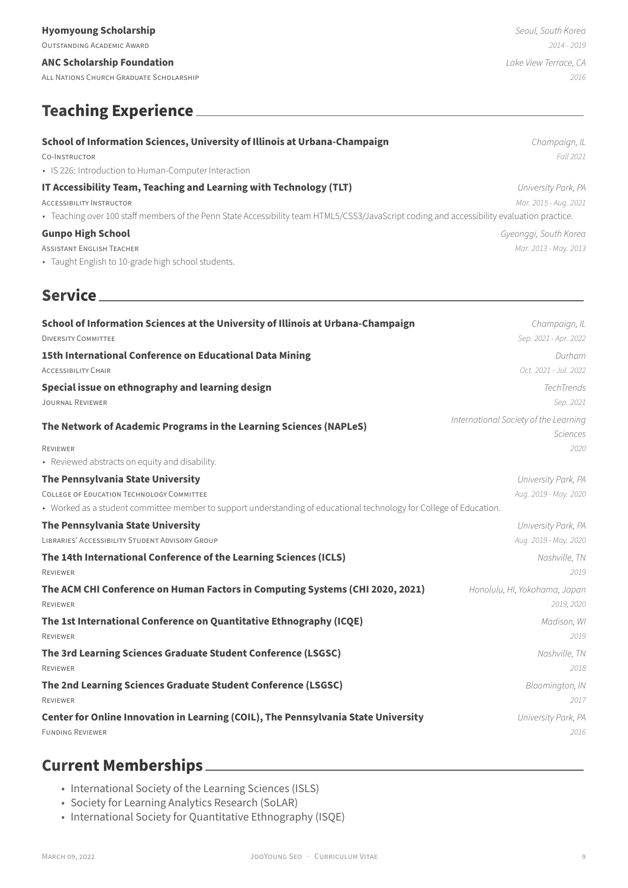**Hyomyoung Scholarship** *Seoul, South Korea*
Outstanding Academic Award *2014 - 2019*

**ANC Scholarship Foundation** *Lake View Terrace, CA*
All Nations Church Graduate Scholarship *2016*

## Teaching Experience

**School of Information Sciences, University of Illinois at Urbana-Champaign** *Champaign, IL*
Co-Instructor *Fall 2021*

- IS 226: Introduction to Human-Computer Interaction

**IT Accessibility Team, Teaching and Learning with Technology (TLT)** *University Park, PA*
Accessibility Instructor *Mar. 2015 - Aug. 2021*

- Teaching over 100 staff members of the Penn State Accessibility team HTML5/CSS3/JavaScript coding and accessibility evaluation practice.

**Gunpo High School** *Gyeonggi, South Korea*
Assistant English Teacher *Mar. 2013 - May. 2013*

- Taught English to 10-grade high school students.

## Service

**School of Information Sciences at the University of Illinois at Urbana-Champaign** *Champaign, IL*
Diversity Committee *Sep. 2021 - Apr. 2022*

**15th International Conference on Educational Data Mining** *Durham*
Accessibility Chair *Oct. 2021 - Jul. 2022*

**Special issue on ethnography and learning design** *TechTrends*
Journal Reviewer *Sep. 2021*

**The Network of Academic Programs in the Learning Sciences (NAPLeS)** *International Society of the Learning Sciences*
Reviewer *2020*

- Reviewed abstracts on equity and disability.

**The Pennsylvania State University** *University Park, PA*
College of Education Technology Committee *Aug. 2019 - May. 2020*

- Worked as a student committee member to support understanding of educational technology for College of Education.

**The Pennsylvania State University** *University Park, PA*
Libraries' Accessibility Student Advisory Group *Aug. 2019 - May. 2020*

**The 14th International Conference of the Learning Sciences (ICLS)** *Nashville, TN*
Reviewer *2019*

**The ACM CHI Conference on Human Factors in Computing Systems (CHI 2020, 2021)** *Honolulu, HI, Yokohama, Japan*
Reviewer *2019, 2020*

**The 1st International Conference on Quantitative Ethnography (ICQE)** *Madison, WI*
Reviewer *2019*

**The 3rd Learning Sciences Graduate Student Conference (LSGSC)** *Nashville, TN*
Reviewer *2018*

**The 2nd Learning Sciences Graduate Student Conference (LSGSC)** *Bloomington, IN*
Reviewer *2017*

**Center for Online Innovation in Learning (COIL), The Pennsylvania State University** *University Park, PA*
Funding Reviewer *2016*

## Current Memberships

- International Society of the Learning Sciences (ISLS)
- Society for Learning Analytics Research (SoLAR)
- International Society for Quantitative Ethnography (ISQE)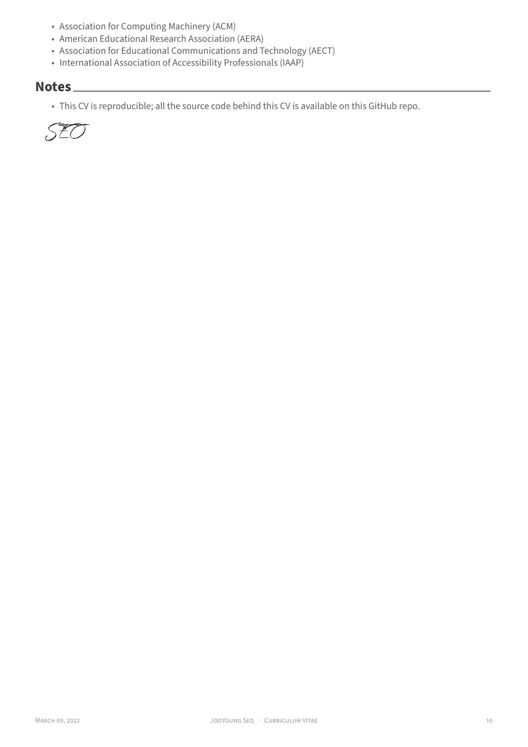- Association for Computing Machinery (ACM)
- American Educational Research Association (AERA)
- Association for Educational Communications and Technology (AECT)
- International Association of Accessibility Professionals (IAAP)

## Notes

- This CV is reproducible; all the source code behind this CV is available on this GitHub repo.